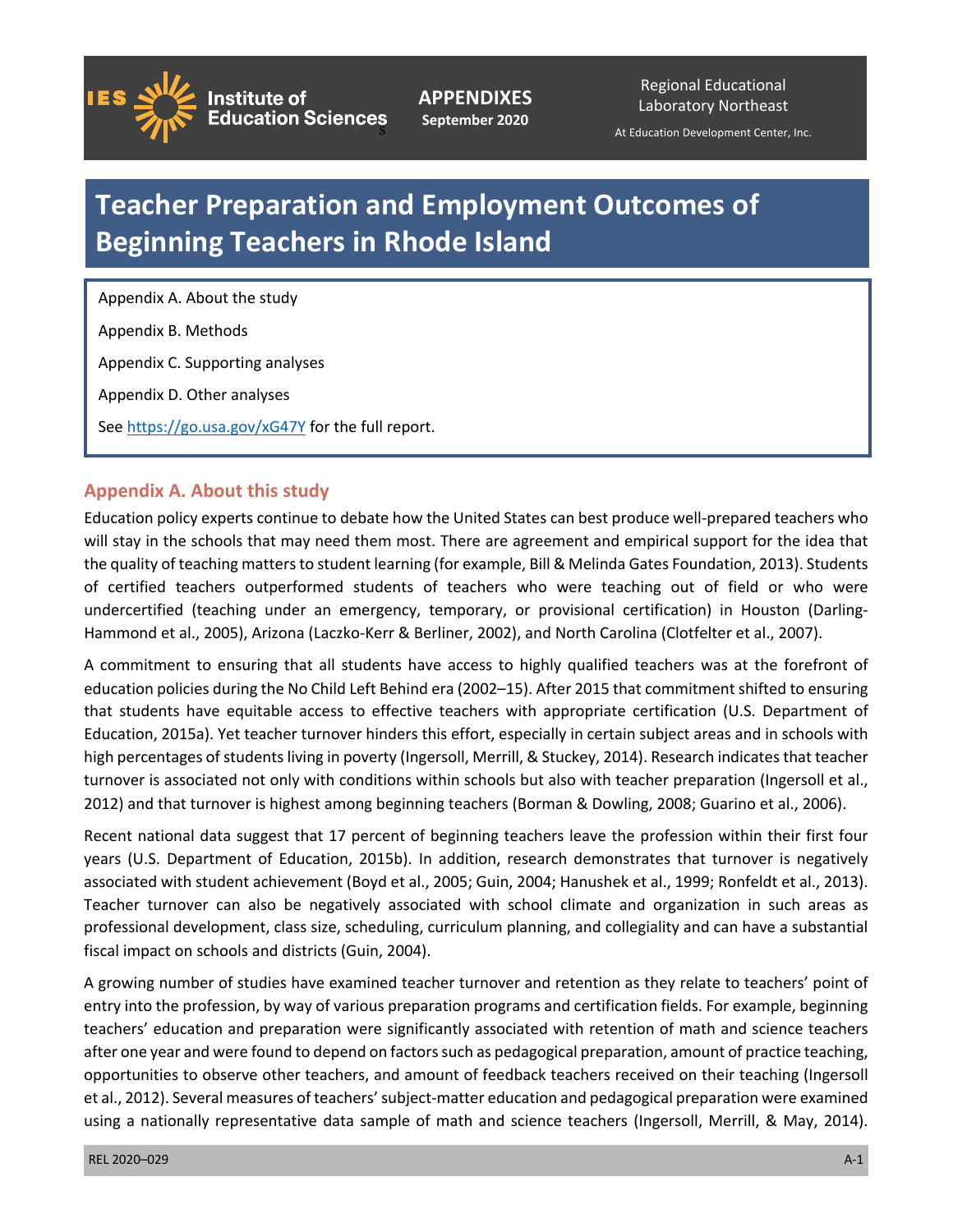APPENDIXES
September 2020

Regional Educational Laboratory Northeast

At Education Development Center, Inc.

# Teacher Preparation and Employment Outcomes of Beginning Teachers in Rhode Island

Appendix A. About the study

Appendix B. Methods

Appendix C. Supporting analyses

Appendix D. Other analyses

See https://go.usa.gov/xG47Y for the full report.

## Appendix A. About this study

Education policy experts continue to debate how the United States can best produce well-prepared teachers who will stay in the schools that may need them most. There are agreement and empirical support for the idea that the quality of teaching matters to student learning (for example, Bill & Melinda Gates Foundation, 2013). Students of certified teachers outperformed students of teachers who were teaching out of field or who were undercertified (teaching under an emergency, temporary, or provisional certification) in Houston (Darling-Hammond et al., 2005), Arizona (Laczko-Kerr & Berliner, 2002), and North Carolina (Clotfelter et al., 2007).

A commitment to ensuring that all students have access to highly qualified teachers was at the forefront of education policies during the No Child Left Behind era (2002–15). After 2015 that commitment shifted to ensuring that students have equitable access to effective teachers with appropriate certification (U.S. Department of Education, 2015a). Yet teacher turnover hinders this effort, especially in certain subject areas and in schools with high percentages of students living in poverty (Ingersoll, Merrill, & Stuckey, 2014). Research indicates that teacher turnover is associated not only with conditions within schools but also with teacher preparation (Ingersoll et al., 2012) and that turnover is highest among beginning teachers (Borman & Dowling, 2008; Guarino et al., 2006).

Recent national data suggest that 17 percent of beginning teachers leave the profession within their first four years (U.S. Department of Education, 2015b). In addition, research demonstrates that turnover is negatively associated with student achievement (Boyd et al., 2005; Guin, 2004; Hanushek et al., 1999; Ronfeldt et al., 2013). Teacher turnover can also be negatively associated with school climate and organization in such areas as professional development, class size, scheduling, curriculum planning, and collegiality and can have a substantial fiscal impact on schools and districts (Guin, 2004).

A growing number of studies have examined teacher turnover and retention as they relate to teachers' point of entry into the profession, by way of various preparation programs and certification fields. For example, beginning teachers' education and preparation were significantly associated with retention of math and science teachers after one year and were found to depend on factors such as pedagogical preparation, amount of practice teaching, opportunities to observe other teachers, and amount of feedback teachers received on their teaching (Ingersoll et al., 2012). Several measures of teachers' subject-matter education and pedagogical preparation were examined using a nationally representative data sample of math and science teachers (Ingersoll, Merrill, & May, 2014).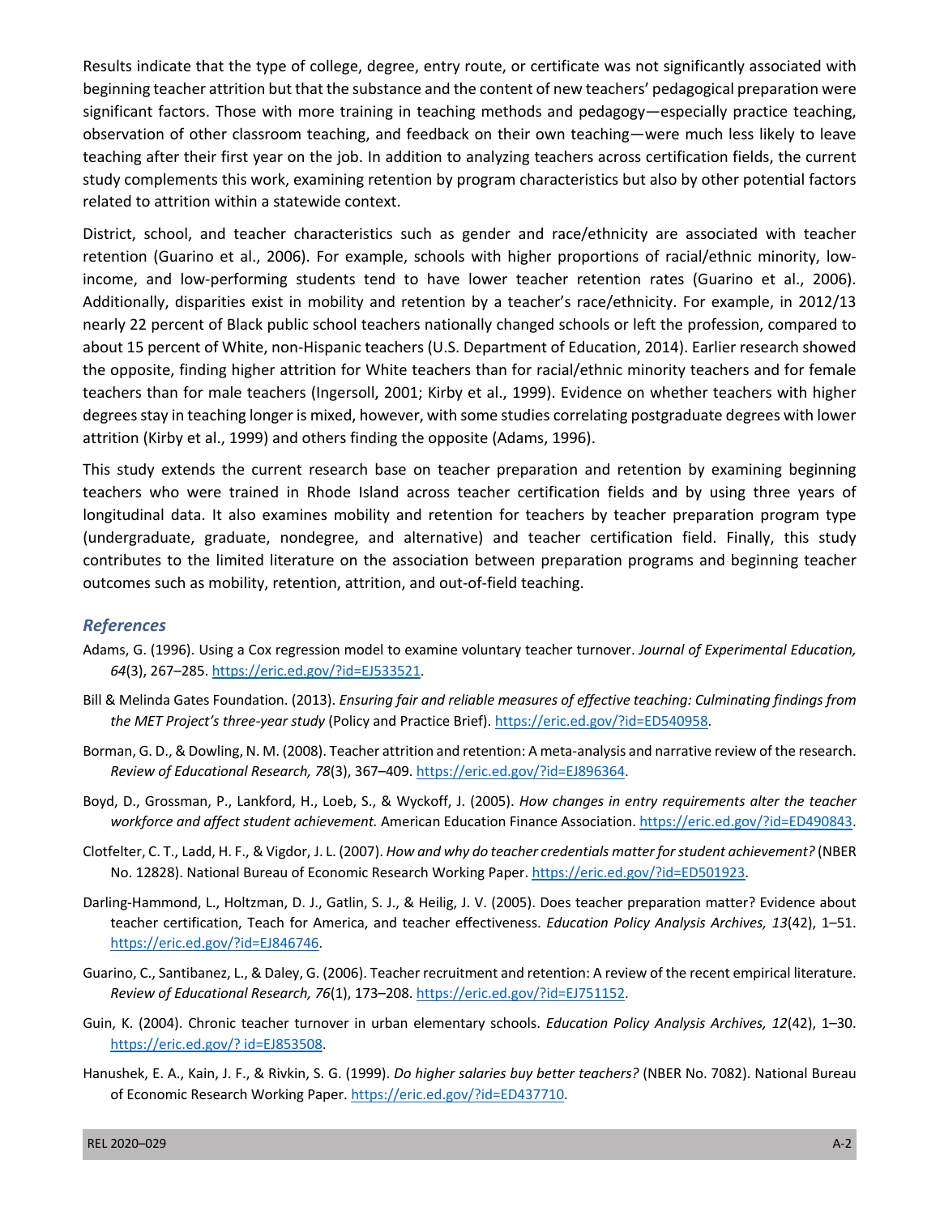Results indicate that the type of college, degree, entry route, or certificate was not significantly associated with beginning teacher attrition but that the substance and the content of new teachers' pedagogical preparation were significant factors. Those with more training in teaching methods and pedagogy—especially practice teaching, observation of other classroom teaching, and feedback on their own teaching—were much less likely to leave teaching after their first year on the job. In addition to analyzing teachers across certification fields, the current study complements this work, examining retention by program characteristics but also by other potential factors related to attrition within a statewide context.

District, school, and teacher characteristics such as gender and race/ethnicity are associated with teacher retention (Guarino et al., 2006). For example, schools with higher proportions of racial/ethnic minority, low-income, and low-performing students tend to have lower teacher retention rates (Guarino et al., 2006). Additionally, disparities exist in mobility and retention by a teacher's race/ethnicity. For example, in 2012/13 nearly 22 percent of Black public school teachers nationally changed schools or left the profession, compared to about 15 percent of White, non-Hispanic teachers (U.S. Department of Education, 2014). Earlier research showed the opposite, finding higher attrition for White teachers than for racial/ethnic minority teachers and for female teachers than for male teachers (Ingersoll, 2001; Kirby et al., 1999). Evidence on whether teachers with higher degrees stay in teaching longer is mixed, however, with some studies correlating postgraduate degrees with lower attrition (Kirby et al., 1999) and others finding the opposite (Adams, 1996).

This study extends the current research base on teacher preparation and retention by examining beginning teachers who were trained in Rhode Island across teacher certification fields and by using three years of longitudinal data. It also examines mobility and retention for teachers by teacher preparation program type (undergraduate, graduate, nondegree, and alternative) and teacher certification field. Finally, this study contributes to the limited literature on the association between preparation programs and beginning teacher outcomes such as mobility, retention, attrition, and out-of-field teaching.

### *References*

Adams, G. (1996). Using a Cox regression model to examine voluntary teacher turnover. *Journal of Experimental Education, 64*(3), 267–285. https://eric.ed.gov/?id=EJ533521.

Bill & Melinda Gates Foundation. (2013). *Ensuring fair and reliable measures of effective teaching: Culminating findings from the MET Project's three-year study* (Policy and Practice Brief). https://eric.ed.gov/?id=ED540958.

Borman, G. D., & Dowling, N. M. (2008). Teacher attrition and retention: A meta-analysis and narrative review of the research. *Review of Educational Research, 78*(3), 367–409. https://eric.ed.gov/?id=EJ896364.

Boyd, D., Grossman, P., Lankford, H., Loeb, S., & Wyckoff, J. (2005). *How changes in entry requirements alter the teacher workforce and affect student achievement.* American Education Finance Association. https://eric.ed.gov/?id=ED490843.

Clotfelter, C. T., Ladd, H. F., & Vigdor, J. L. (2007). *How and why do teacher credentials matter for student achievement?* (NBER No. 12828). National Bureau of Economic Research Working Paper. https://eric.ed.gov/?id=ED501923.

Darling-Hammond, L., Holtzman, D. J., Gatlin, S. J., & Heilig, J. V. (2005). Does teacher preparation matter? Evidence about teacher certification, Teach for America, and teacher effectiveness. *Education Policy Analysis Archives, 13*(42), 1–51. https://eric.ed.gov/?id=EJ846746.

Guarino, C., Santibanez, L., & Daley, G. (2006). Teacher recruitment and retention: A review of the recent empirical literature. *Review of Educational Research, 76*(1), 173–208. https://eric.ed.gov/?id=EJ751152.

Guin, K. (2004). Chronic teacher turnover in urban elementary schools. *Education Policy Analysis Archives, 12*(42), 1–30. https://eric.ed.gov/? id=EJ853508.

Hanushek, E. A., Kain, J. F., & Rivkin, S. G. (1999). *Do higher salaries buy better teachers?* (NBER No. 7082). National Bureau of Economic Research Working Paper. https://eric.ed.gov/?id=ED437710.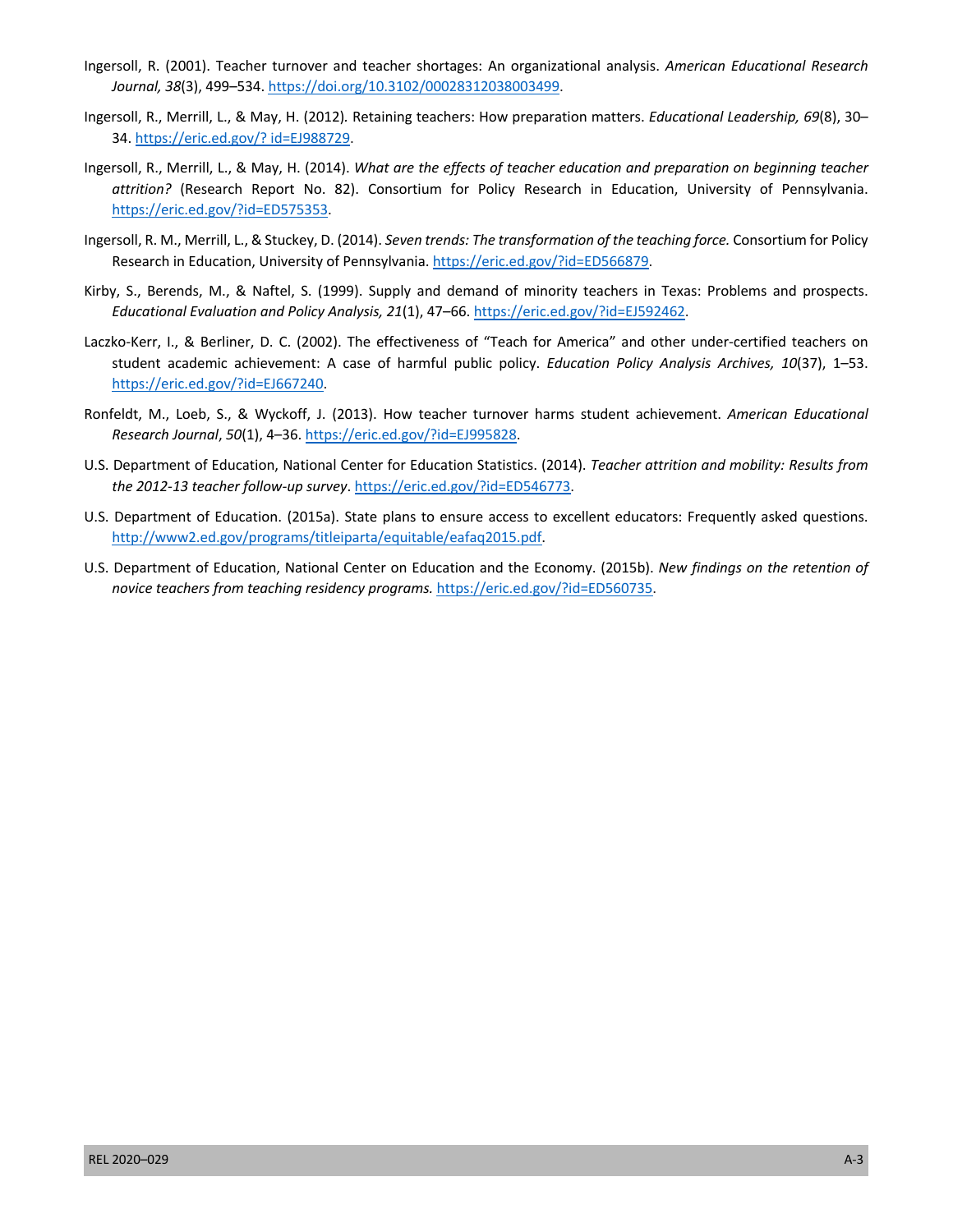Ingersoll, R. (2001). Teacher turnover and teacher shortages: An organizational analysis. *American Educational Research Journal, 38*(3), 499–534. https://doi.org/10.3102/00028312038003499.

Ingersoll, R., Merrill, L., & May, H. (2012). Retaining teachers: How preparation matters. *Educational Leadership, 69*(8), 30–34. https://eric.ed.gov/? id=EJ988729.

Ingersoll, R., Merrill, L., & May, H. (2014). *What are the effects of teacher education and preparation on beginning teacher attrition?* (Research Report No. 82). Consortium for Policy Research in Education, University of Pennsylvania. https://eric.ed.gov/?id=ED575353.

Ingersoll, R. M., Merrill, L., & Stuckey, D. (2014). *Seven trends: The transformation of the teaching force.* Consortium for Policy Research in Education, University of Pennsylvania. https://eric.ed.gov/?id=ED566879.

Kirby, S., Berends, M., & Naftel, S. (1999). Supply and demand of minority teachers in Texas: Problems and prospects. *Educational Evaluation and Policy Analysis, 21*(1), 47–66. https://eric.ed.gov/?id=EJ592462.

Laczko-Kerr, I., & Berliner, D. C. (2002). The effectiveness of "Teach for America" and other under-certified teachers on student academic achievement: A case of harmful public policy. *Education Policy Analysis Archives, 10*(37), 1–53. https://eric.ed.gov/?id=EJ667240.

Ronfeldt, M., Loeb, S., & Wyckoff, J. (2013). How teacher turnover harms student achievement. *American Educational Research Journal*, *50*(1), 4–36. https://eric.ed.gov/?id=EJ995828.

U.S. Department of Education, National Center for Education Statistics. (2014). *Teacher attrition and mobility: Results from the 2012-13 teacher follow-up survey*. https://eric.ed.gov/?id=ED546773.

U.S. Department of Education. (2015a). State plans to ensure access to excellent educators: Frequently asked questions. http://www2.ed.gov/programs/titleiparta/equitable/eafaq2015.pdf.

U.S. Department of Education, National Center on Education and the Economy. (2015b). *New findings on the retention of novice teachers from teaching residency programs.* https://eric.ed.gov/?id=ED560735.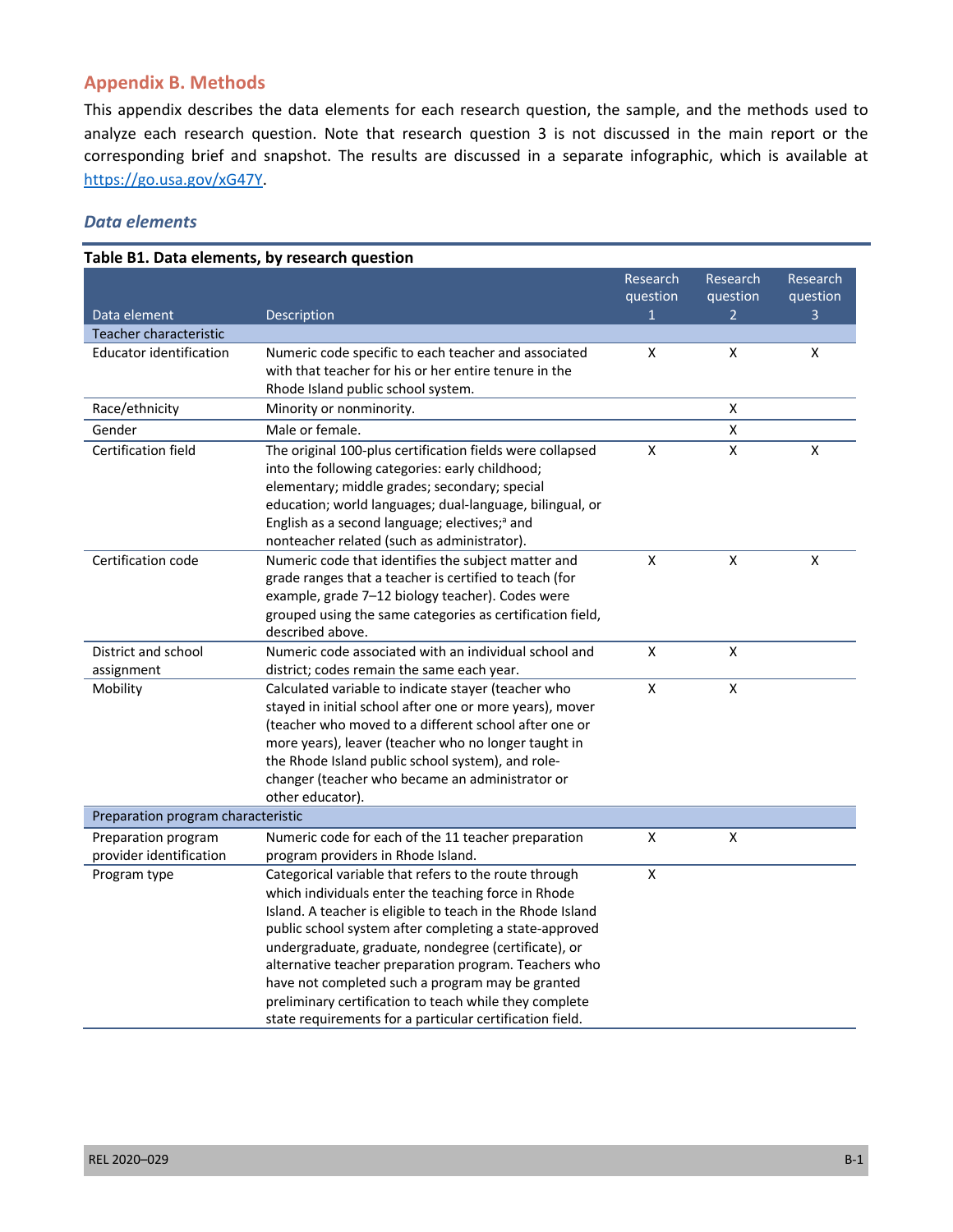## Appendix B. Methods

This appendix describes the data elements for each research question, the sample, and the methods used to analyze each research question. Note that research question 3 is not discussed in the main report or the corresponding brief and snapshot. The results are discussed in a separate infographic, which is available at https://go.usa.gov/xG47Y.

### *Data elements*

**Table B1. Data elements, by research question**

| Data element | Description | Research question 1 | Research question 2 | Research question 3 |
|---|---|---|---|---|
| Teacher characteristic | | | | |
| Educator identification | Numeric code specific to each teacher and associated with that teacher for his or her entire tenure in the Rhode Island public school system. | X | X | X |
| Race/ethnicity | Minority or nonminority. | | X | |
| Gender | Male or female. | | X | |
| Certification field | The original 100-plus certification fields were collapsed into the following categories: early childhood; elementary; middle grades; secondary; special education; world languages; dual-language, bilingual, or English as a second language; electives;[a] and nonteacher related (such as administrator). | X | X | X |
| Certification code | Numeric code that identifies the subject matter and grade ranges that a teacher is certified to teach (for example, grade 7–12 biology teacher). Codes were grouped using the same categories as certification field, described above. | X | X | X |
| District and school assignment | Numeric code associated with an individual school and district; codes remain the same each year. | X | X | |
| Mobility | Calculated variable to indicate stayer (teacher who stayed in initial school after one or more years), mover (teacher who moved to a different school after one or more years), leaver (teacher who no longer taught in the Rhode Island public school system), and role-changer (teacher who became an administrator or other educator). | X | X | |
| Preparation program characteristic | | | | |
| Preparation program provider identification | Numeric code for each of the 11 teacher preparation program providers in Rhode Island. | X | X | |
| Program type | Categorical variable that refers to the route through which individuals enter the teaching force in Rhode Island. A teacher is eligible to teach in the Rhode Island public school system after completing a state-approved undergraduate, graduate, nondegree (certificate), or alternative teacher preparation program. Teachers who have not completed such a program may be granted preliminary certification to teach while they complete state requirements for a particular certification field. | X | | |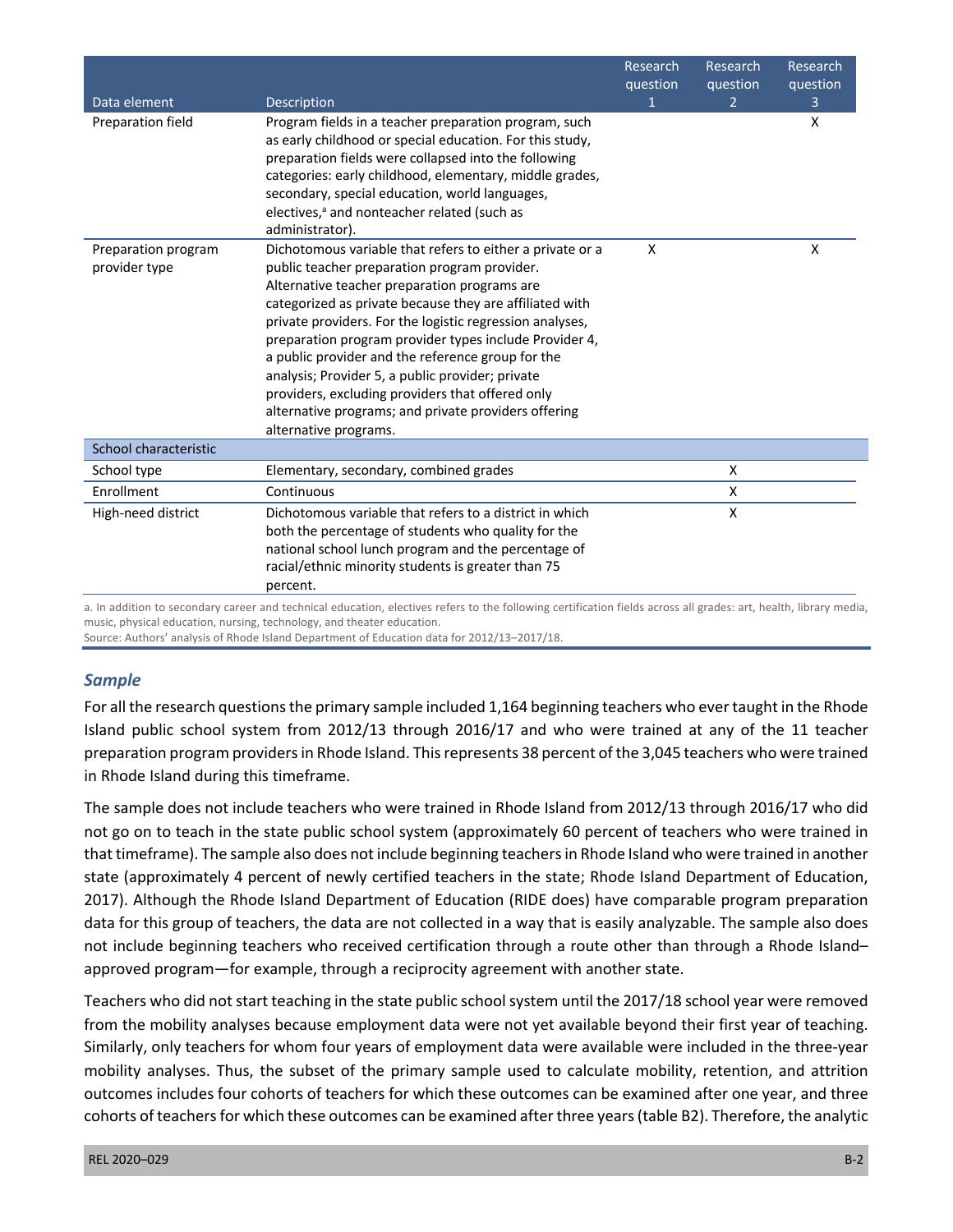| Data element | Description | Research question 1 | Research question 2 | Research question 3 |
|---|---|---|---|---|
| Preparation field | Program fields in a teacher preparation program, such as early childhood or special education. For this study, preparation fields were collapsed into the following categories: early childhood, elementary, middle grades, secondary, special education, world languages, electives,[a] and nonteacher related (such as administrator). | | | X |
| Preparation program provider type | Dichotomous variable that refers to either a private or a public teacher preparation program provider. Alternative teacher preparation programs are categorized as private because they are affiliated with private providers. For the logistic regression analyses, preparation program provider types include Provider 4, a public provider and the reference group for the analysis; Provider 5, a public provider; private providers, excluding providers that offered only alternative programs; and private providers offering alternative programs. | X | | X |
| School characteristic | | | | |
| School type | Elementary, secondary, combined grades | | X | |
| Enrollment | Continuous | | X | |
| High-need district | Dichotomous variable that refers to a district in which both the percentage of students who quality for the national school lunch program and the percentage of racial/ethnic minority students is greater than 75 percent. | | X | |

a. In addition to secondary career and technical education, electives refers to the following certification fields across all grades: art, health, library media, music, physical education, nursing, technology, and theater education.

Source: Authors' analysis of Rhode Island Department of Education data for 2012/13–2017/18.

### *Sample*

For all the research questions the primary sample included 1,164 beginning teachers who ever taught in the Rhode Island public school system from 2012/13 through 2016/17 and who were trained at any of the 11 teacher preparation program providers in Rhode Island. This represents 38 percent of the 3,045 teachers who were trained in Rhode Island during this timeframe.

The sample does not include teachers who were trained in Rhode Island from 2012/13 through 2016/17 who did not go on to teach in the state public school system (approximately 60 percent of teachers who were trained in that timeframe). The sample also does not include beginning teachers in Rhode Island who were trained in another state (approximately 4 percent of newly certified teachers in the state; Rhode Island Department of Education, 2017). Although the Rhode Island Department of Education (RIDE does) have comparable program preparation data for this group of teachers, the data are not collected in a way that is easily analyzable. The sample also does not include beginning teachers who received certification through a route other than through a Rhode Island–approved program—for example, through a reciprocity agreement with another state.

Teachers who did not start teaching in the state public school system until the 2017/18 school year were removed from the mobility analyses because employment data were not yet available beyond their first year of teaching. Similarly, only teachers for whom four years of employment data were available were included in the three-year mobility analyses. Thus, the subset of the primary sample used to calculate mobility, retention, and attrition outcomes includes four cohorts of teachers for which these outcomes can be examined after one year, and three cohorts of teachers for which these outcomes can be examined after three years (table B2). Therefore, the analytic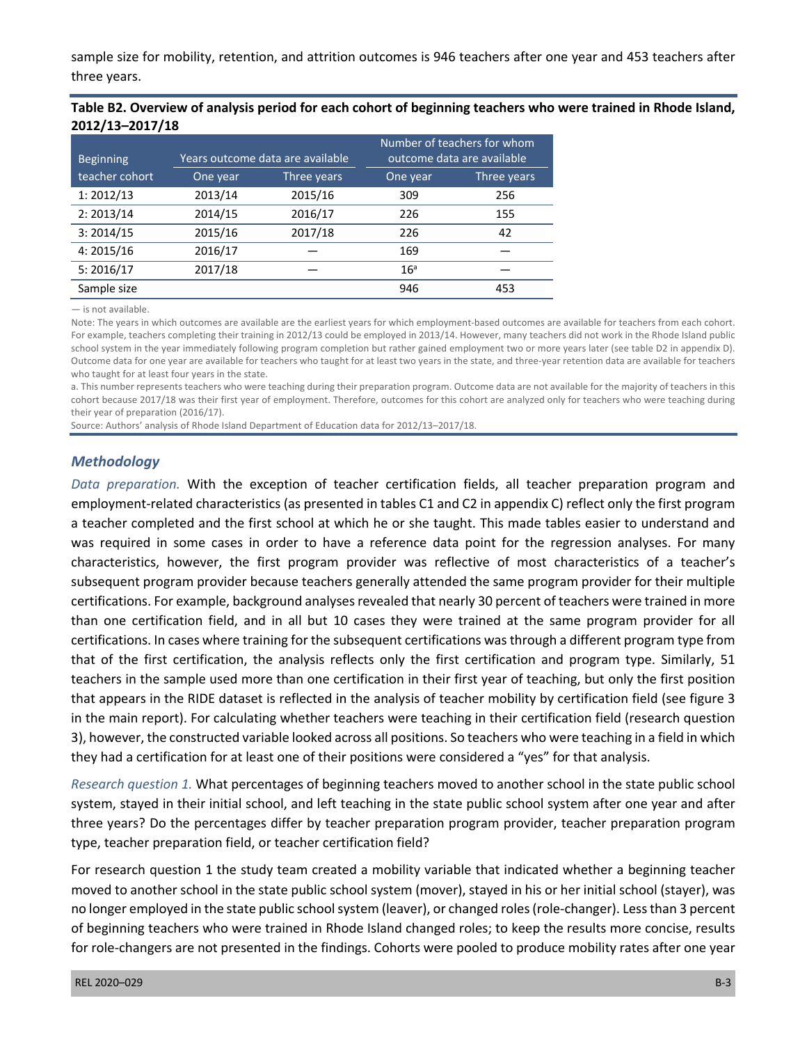sample size for mobility, retention, and attrition outcomes is 946 teachers after one year and 453 teachers after three years.

**Table B2. Overview of analysis period for each cohort of beginning teachers who were trained in Rhode Island, 2012/13–2017/18**

| Beginning teacher cohort | Years outcome data are available | | Number of teachers for whom outcome data are available | |
|---|---|---|---|---|
| | One year | Three years | One year | Three years |
| 1: 2012/13 | 2013/14 | 2015/16 | 309 | 256 |
| 2: 2013/14 | 2014/15 | 2016/17 | 226 | 155 |
| 3: 2014/15 | 2015/16 | 2017/18 | 226 | 42 |
| 4: 2015/16 | 2016/17 | — | 169 | — |
| 5: 2016/17 | 2017/18 | — | 16[a] | — |
| Sample size | | | 946 | 453 |

— is not available.

Note: The years in which outcomes are available are the earliest years for which employment-based outcomes are available for teachers from each cohort. For example, teachers completing their training in 2012/13 could be employed in 2013/14. However, many teachers did not work in the Rhode Island public school system in the year immediately following program completion but rather gained employment two or more years later (see table D2 in appendix D). Outcome data for one year are available for teachers who taught for at least two years in the state, and three-year retention data are available for teachers who taught for at least four years in the state.

a. This number represents teachers who were teaching during their preparation program. Outcome data are not available for the majority of teachers in this cohort because 2017/18 was their first year of employment. Therefore, outcomes for this cohort are analyzed only for teachers who were teaching during their year of preparation (2016/17).

Source: Authors' analysis of Rhode Island Department of Education data for 2012/13–2017/18.

### *Methodology*

*Data preparation.* With the exception of teacher certification fields, all teacher preparation program and employment-related characteristics (as presented in tables C1 and C2 in appendix C) reflect only the first program a teacher completed and the first school at which he or she taught. This made tables easier to understand and was required in some cases in order to have a reference data point for the regression analyses. For many characteristics, however, the first program provider was reflective of most characteristics of a teacher's subsequent program provider because teachers generally attended the same program provider for their multiple certifications. For example, background analyses revealed that nearly 30 percent of teachers were trained in more than one certification field, and in all but 10 cases they were trained at the same program provider for all certifications. In cases where training for the subsequent certifications was through a different program type from that of the first certification, the analysis reflects only the first certification and program type. Similarly, 51 teachers in the sample used more than one certification in their first year of teaching, but only the first position that appears in the RIDE dataset is reflected in the analysis of teacher mobility by certification field (see figure 3 in the main report). For calculating whether teachers were teaching in their certification field (research question 3), however, the constructed variable looked across all positions. So teachers who were teaching in a field in which they had a certification for at least one of their positions were considered a "yes" for that analysis.

*Research question 1.* What percentages of beginning teachers moved to another school in the state public school system, stayed in their initial school, and left teaching in the state public school system after one year and after three years? Do the percentages differ by teacher preparation program provider, teacher preparation program type, teacher preparation field, or teacher certification field?

For research question 1 the study team created a mobility variable that indicated whether a beginning teacher moved to another school in the state public school system (mover), stayed in his or her initial school (stayer), was no longer employed in the state public school system (leaver), or changed roles (role-changer). Less than 3 percent of beginning teachers who were trained in Rhode Island changed roles; to keep the results more concise, results for role-changers are not presented in the findings. Cohorts were pooled to produce mobility rates after one year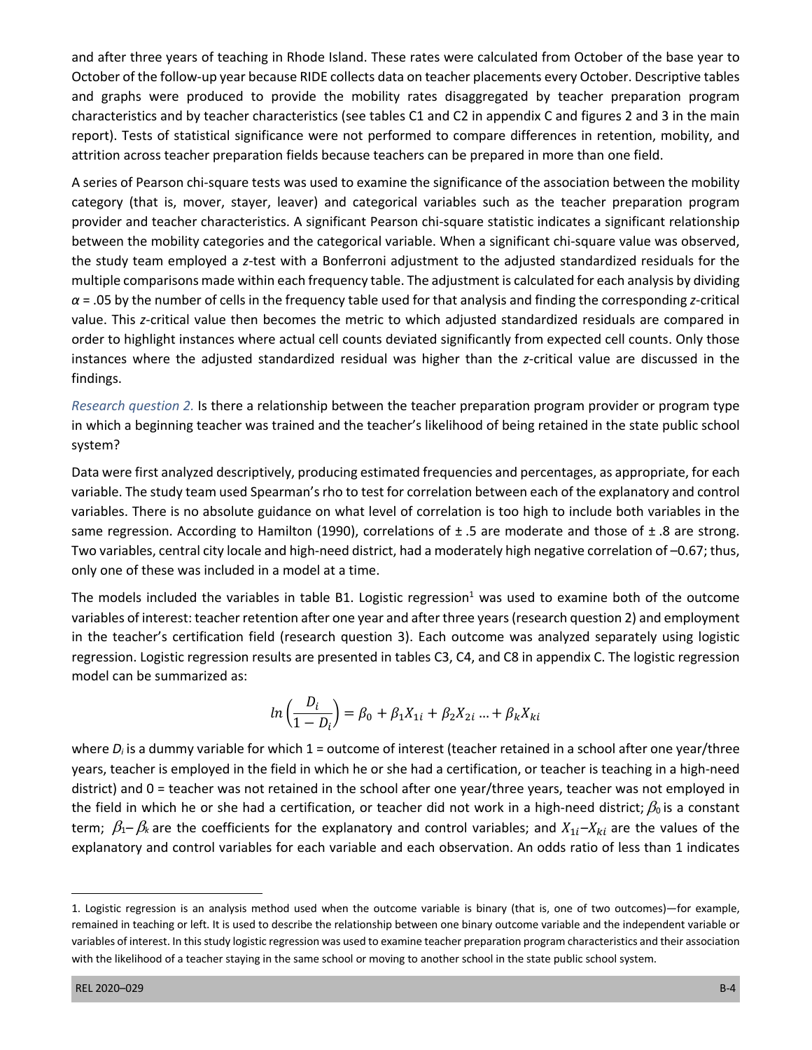and after three years of teaching in Rhode Island. These rates were calculated from October of the base year to October of the follow-up year because RIDE collects data on teacher placements every October. Descriptive tables and graphs were produced to provide the mobility rates disaggregated by teacher preparation program characteristics and by teacher characteristics (see tables C1 and C2 in appendix C and figures 2 and 3 in the main report). Tests of statistical significance were not performed to compare differences in retention, mobility, and attrition across teacher preparation fields because teachers can be prepared in more than one field.

A series of Pearson chi-square tests was used to examine the significance of the association between the mobility category (that is, mover, stayer, leaver) and categorical variables such as the teacher preparation program provider and teacher characteristics. A significant Pearson chi-square statistic indicates a significant relationship between the mobility categories and the categorical variable. When a significant chi-square value was observed, the study team employed a *z*-test with a Bonferroni adjustment to the adjusted standardized residuals for the multiple comparisons made within each frequency table. The adjustment is calculated for each analysis by dividing $\alpha = .05$ by the number of cells in the frequency table used for that analysis and finding the corresponding *z*-critical value. This *z*-critical value then becomes the metric to which adjusted standardized residuals are compared in order to highlight instances where actual cell counts deviated significantly from expected cell counts. Only those instances where the adjusted standardized residual was higher than the *z*-critical value are discussed in the findings.

*Research question 2.* Is there a relationship between the teacher preparation program provider or program type in which a beginning teacher was trained and the teacher's likelihood of being retained in the state public school system?

Data were first analyzed descriptively, producing estimated frequencies and percentages, as appropriate, for each variable. The study team used Spearman's rho to test for correlation between each of the explanatory and control variables. There is no absolute guidance on what level of correlation is too high to include both variables in the same regression. According to Hamilton (1990), correlations of ± .5 are moderate and those of ± .8 are strong. Two variables, central city locale and high-need district, had a moderately high negative correlation of –0.67; thus, only one of these was included in a model at a time.

The models included the variables in table B1. Logistic regression[1] was used to examine both of the outcome variables of interest: teacher retention after one year and after three years (research question 2) and employment in the teacher's certification field (research question 3). Each outcome was analyzed separately using logistic regression. Logistic regression results are presented in tables C3, C4, and C8 in appendix C. The logistic regression model can be summarized as:

$$ln\left(\frac{D_i}{1-D_i}\right) = \beta_0 + \beta_1 X_{1i} + \beta_2 X_{2i} \dots + \beta_k X_{ki}$$

where $D_i$ is a dummy variable for which 1 = outcome of interest (teacher retained in a school after one year/three years, teacher is employed in the field in which he or she had a certification, or teacher is teaching in a high-need district) and 0 = teacher was not retained in the school after one year/three years, teacher was not employed in the field in which he or she had a certification, or teacher did not work in a high-need district; $\beta_0$ is a constant term; $\beta_1$– $\beta_k$ are the coefficients for the explanatory and control variables; and $X_{1i}$–$X_{ki}$ are the values of the explanatory and control variables for each variable and each observation. An odds ratio of less than 1 indicates

---

[1] Logistic regression is an analysis method used when the outcome variable is binary (that is, one of two outcomes)—for example, remained in teaching or left. It is used to describe the relationship between one binary outcome variable and the independent variable or variables of interest. In this study logistic regression was used to examine teacher preparation program characteristics and their association with the likelihood of a teacher staying in the same school or moving to another school in the state public school system.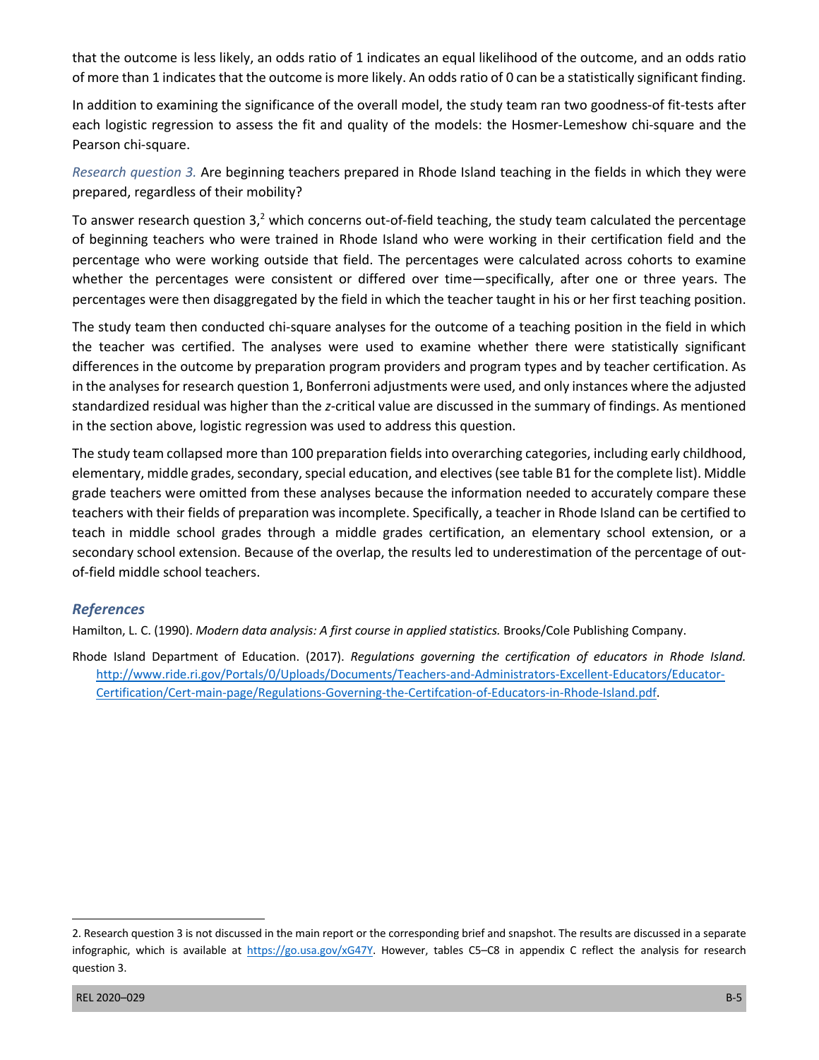that the outcome is less likely, an odds ratio of 1 indicates an equal likelihood of the outcome, and an odds ratio of more than 1 indicates that the outcome is more likely. An odds ratio of 0 can be a statistically significant finding.

In addition to examining the significance of the overall model, the study team ran two goodness of-fit-tests after each logistic regression to assess the fit and quality of the models: the Hosmer-Lemeshow chi-square and the Pearson chi-square.

*Research question 3.* Are beginning teachers prepared in Rhode Island teaching in the fields in which they were prepared, regardless of their mobility?

To answer research question 3,[2] which concerns out-of-field teaching, the study team calculated the percentage of beginning teachers who were trained in Rhode Island who were working in their certification field and the percentage who were working outside that field. The percentages were calculated across cohorts to examine whether the percentages were consistent or differed over time—specifically, after one or three years. The percentages were then disaggregated by the field in which the teacher taught in his or her first teaching position.

The study team then conducted chi-square analyses for the outcome of a teaching position in the field in which the teacher was certified. The analyses were used to examine whether there were statistically significant differences in the outcome by preparation program providers and program types and by teacher certification. As in the analyses for research question 1, Bonferroni adjustments were used, and only instances where the adjusted standardized residual was higher than the *z*-critical value are discussed in the summary of findings. As mentioned in the section above, logistic regression was used to address this question.

The study team collapsed more than 100 preparation fields into overarching categories, including early childhood, elementary, middle grades, secondary, special education, and electives (see table B1 for the complete list). Middle grade teachers were omitted from these analyses because the information needed to accurately compare these teachers with their fields of preparation was incomplete. Specifically, a teacher in Rhode Island can be certified to teach in middle school grades through a middle grades certification, an elementary school extension, or a secondary school extension. Because of the overlap, the results led to underestimation of the percentage of out-of-field middle school teachers.

### References

Hamilton, L. C. (1990). *Modern data analysis: A first course in applied statistics.* Brooks/Cole Publishing Company.

Rhode Island Department of Education. (2017). *Regulations governing the certification of educators in Rhode Island.* http://www.ride.ri.gov/Portals/0/Uploads/Documents/Teachers-and-Administrators-Excellent-Educators/Educator-Certification/Cert-main-page/Regulations-Governing-the-Certifcation-of-Educators-in-Rhode-Island.pdf.

---

2. Research question 3 is not discussed in the main report or the corresponding brief and snapshot. The results are discussed in a separate infographic, which is available at https://go.usa.gov/xG47Y. However, tables C5–C8 in appendix C reflect the analysis for research question 3.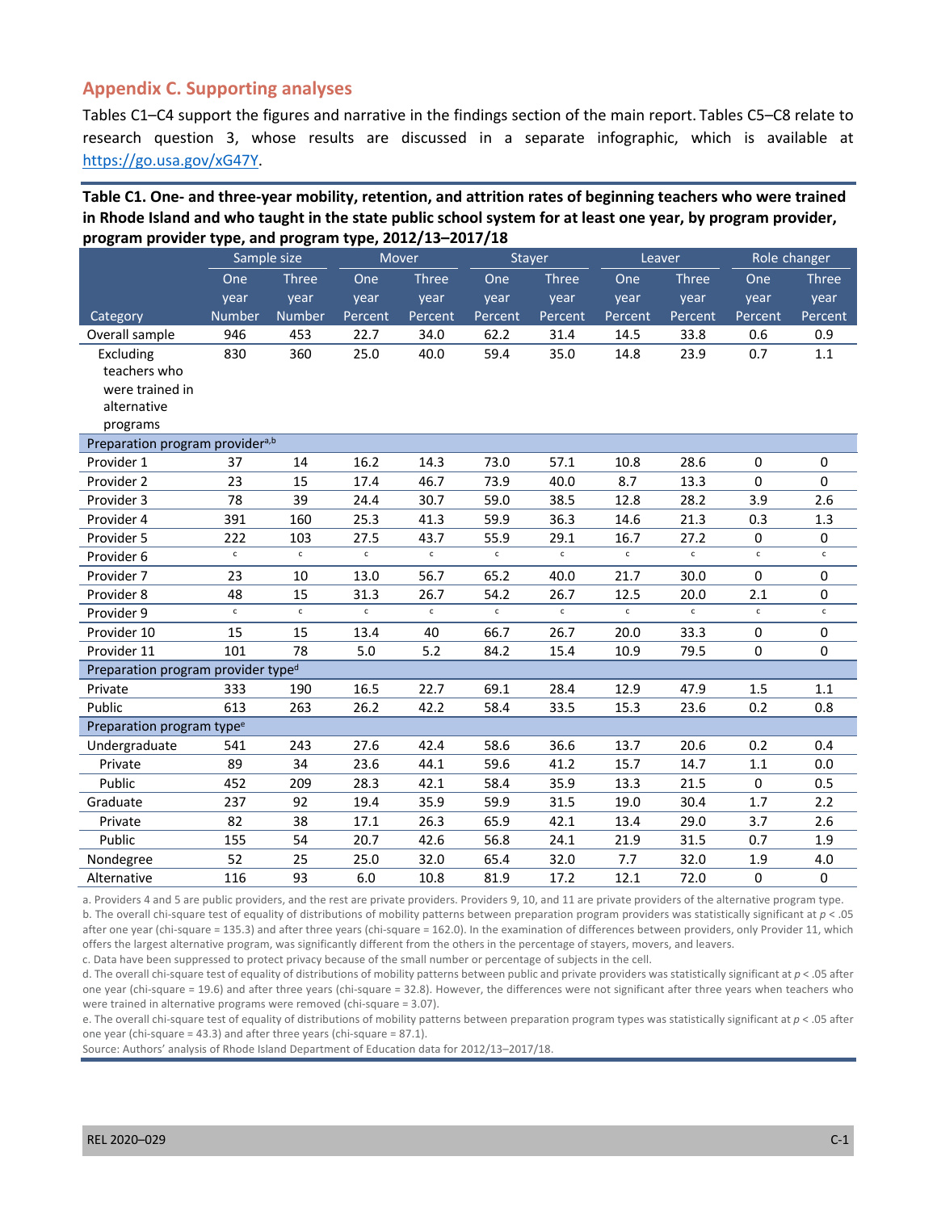## Appendix C. Supporting analyses

Tables C1–C4 support the figures and narrative in the findings section of the main report. Tables C5–C8 relate to research question 3, whose results are discussed in a separate infographic, which is available at https://go.usa.gov/xG47Y.

**Table C1. One- and three-year mobility, retention, and attrition rates of beginning teachers who were trained in Rhode Island and who taught in the state public school system for at least one year, by program provider, program provider type, and program type, 2012/13–2017/18**

| | Sample size | | Mover | | Stayer | | Leaver | | Role changer | |
|---|---|---|---|---|---|---|---|---|---|---|
| Category | One year Number | Three year Number | One year Percent | Three year Percent | One year Percent | Three year Percent | One year Percent | Three year Percent | One year Percent | Three year Percent |
| Overall sample | 946 | 453 | 22.7 | 34.0 | 62.2 | 31.4 | 14.5 | 33.8 | 0.6 | 0.9 |
| Excluding teachers who were trained in alternative programs | 830 | 360 | 25.0 | 40.0 | 59.4 | 35.0 | 14.8 | 23.9 | 0.7 | 1.1 |
| **Preparation program provider[a,b]** | | | | | | | | | | |
| Provider 1 | 37 | 14 | 16.2 | 14.3 | 73.0 | 57.1 | 10.8 | 28.6 | 0 | 0 |
| Provider 2 | 23 | 15 | 17.4 | 46.7 | 73.9 | 40.0 | 8.7 | 13.3 | 0 | 0 |
| Provider 3 | 78 | 39 | 24.4 | 30.7 | 59.0 | 38.5 | 12.8 | 28.2 | 3.9 | 2.6 |
| Provider 4 | 391 | 160 | 25.3 | 41.3 | 59.9 | 36.3 | 14.6 | 21.3 | 0.3 | 1.3 |
| Provider 5 | 222 | 103 | 27.5 | 43.7 | 55.9 | 29.1 | 16.7 | 27.2 | 0 | 0 |
| Provider 6 | c | c | c | c | c | c | c | c | c | c |
| Provider 7 | 23 | 10 | 13.0 | 56.7 | 65.2 | 40.0 | 21.7 | 30.0 | 0 | 0 |
| Provider 8 | 48 | 15 | 31.3 | 26.7 | 54.2 | 26.7 | 12.5 | 20.0 | 2.1 | 0 |
| Provider 9 | c | c | c | c | c | c | c | c | c | c |
| Provider 10 | 15 | 15 | 13.4 | 40 | 66.7 | 26.7 | 20.0 | 33.3 | 0 | 0 |
| Provider 11 | 101 | 78 | 5.0 | 5.2 | 84.2 | 15.4 | 10.9 | 79.5 | 0 | 0 |
| **Preparation program provider type[d]** | | | | | | | | | | |
| Private | 333 | 190 | 16.5 | 22.7 | 69.1 | 28.4 | 12.9 | 47.9 | 1.5 | 1.1 |
| Public | 613 | 263 | 26.2 | 42.2 | 58.4 | 33.5 | 15.3 | 23.6 | 0.2 | 0.8 |
| **Preparation program type[e]** | | | | | | | | | | |
| Undergraduate | 541 | 243 | 27.6 | 42.4 | 58.6 | 36.6 | 13.7 | 20.6 | 0.2 | 0.4 |
| Private | 89 | 34 | 23.6 | 44.1 | 59.6 | 41.2 | 15.7 | 14.7 | 1.1 | 0.0 |
| Public | 452 | 209 | 28.3 | 42.1 | 58.4 | 35.9 | 13.3 | 21.5 | 0 | 0.5 |
| Graduate | 237 | 92 | 19.4 | 35.9 | 59.9 | 31.5 | 19.0 | 30.4 | 1.7 | 2.2 |
| Private | 82 | 38 | 17.1 | 26.3 | 65.9 | 42.1 | 13.4 | 29.0 | 3.7 | 2.6 |
| Public | 155 | 54 | 20.7 | 42.6 | 56.8 | 24.1 | 21.9 | 31.5 | 0.7 | 1.9 |
| Nondegree | 52 | 25 | 25.0 | 32.0 | 65.4 | 32.0 | 7.7 | 32.0 | 1.9 | 4.0 |
| Alternative | 116 | 93 | 6.0 | 10.8 | 81.9 | 17.2 | 12.1 | 72.0 | 0 | 0 |

a. Providers 4 and 5 are public providers, and the rest are private providers. Providers 9, 10, and 11 are private providers of the alternative program type.

b. The overall chi-square test of equality of distributions of mobility patterns between preparation program providers was statistically significant at $p < .05$ after one year (chi-square = 135.3) and after three years (chi-square = 162.0). In the examination of differences between providers, only Provider 11, which offers the largest alternative program, was significantly different from the others in the percentage of stayers, movers, and leavers.

c. Data have been suppressed to protect privacy because of the small number or percentage of subjects in the cell.

d. The overall chi-square test of equality of distributions of mobility patterns between public and private providers was statistically significant at $p < .05$ after one year (chi-square = 19.6) and after three years (chi-square = 32.8). However, the differences were not significant after three years when teachers who were trained in alternative programs were removed (chi-square = 3.07).

e. The overall chi-square test of equality of distributions of mobility patterns between preparation program types was statistically significant at $p < .05$ after one year (chi-square = 43.3) and after three years (chi-square = 87.1).

Source: Authors' analysis of Rhode Island Department of Education data for 2012/13–2017/18.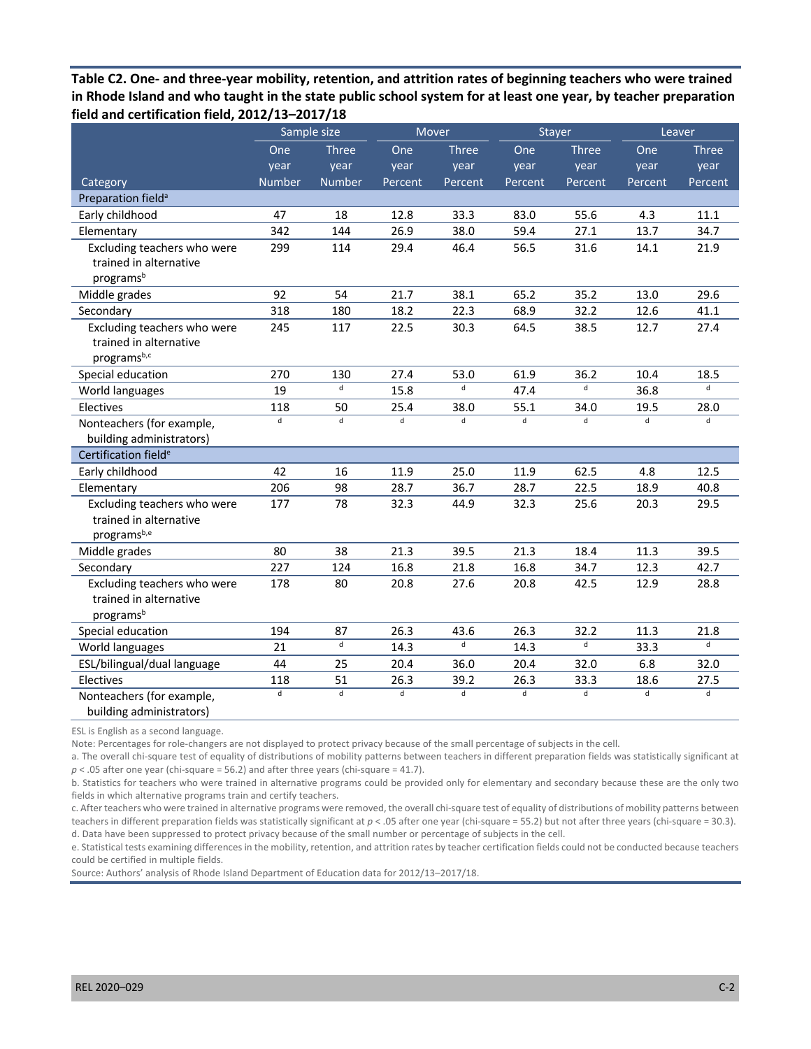**Table C2. One- and three-year mobility, retention, and attrition rates of beginning teachers who were trained in Rhode Island and who taught in the state public school system for at least one year, by teacher preparation field and certification field, 2012/13–2017/18**

| | Sample size | | Mover | | Stayer | | Leaver | |
|---|---|---|---|---|---|---|---|---|
| Category | One year Number | Three year Number | One year Percent | Three year Percent | One year Percent | Three year Percent | One year Percent | Three year Percent |
| **Preparation field[a]** | | | | | | | | |
| Early childhood | 47 | 18 | 12.8 | 33.3 | 83.0 | 55.6 | 4.3 | 11.1 |
| Elementary | 342 | 144 | 26.9 | 38.0 | 59.4 | 27.1 | 13.7 | 34.7 |
| Excluding teachers who were trained in alternative programs[b] | 299 | 114 | 29.4 | 46.4 | 56.5 | 31.6 | 14.1 | 21.9 |
| Middle grades | 92 | 54 | 21.7 | 38.1 | 65.2 | 35.2 | 13.0 | 29.6 |
| Secondary | 318 | 180 | 18.2 | 22.3 | 68.9 | 32.2 | 12.6 | 41.1 |
| Excluding teachers who were trained in alternative programs[b,c] | 245 | 117 | 22.5 | 30.3 | 64.5 | 38.5 | 12.7 | 27.4 |
| Special education | 270 | 130 | 27.4 | 53.0 | 61.9 | 36.2 | 10.4 | 18.5 |
| World languages | 19 | d | 15.8 | d | 47.4 | d | 36.8 | d |
| Electives | 118 | 50 | 25.4 | 38.0 | 55.1 | 34.0 | 19.5 | 28.0 |
| Nonteachers (for example, building administrators) | d | d | d | d | d | d | d | d |
| **Certification field[e]** | | | | | | | | |
| Early childhood | 42 | 16 | 11.9 | 25.0 | 11.9 | 62.5 | 4.8 | 12.5 |
| Elementary | 206 | 98 | 28.7 | 36.7 | 28.7 | 22.5 | 18.9 | 40.8 |
| Excluding teachers who were trained in alternative programs[b,e] | 177 | 78 | 32.3 | 44.9 | 32.3 | 25.6 | 20.3 | 29.5 |
| Middle grades | 80 | 38 | 21.3 | 39.5 | 21.3 | 18.4 | 11.3 | 39.5 |
| Secondary | 227 | 124 | 16.8 | 21.8 | 16.8 | 34.7 | 12.3 | 42.7 |
| Excluding teachers who were trained in alternative programs[b] | 178 | 80 | 20.8 | 27.6 | 20.8 | 42.5 | 12.9 | 28.8 |
| Special education | 194 | 87 | 26.3 | 43.6 | 26.3 | 32.2 | 11.3 | 21.8 |
| World languages | 21 | d | 14.3 | d | 14.3 | d | 33.3 | d |
| ESL/bilingual/dual language | 44 | 25 | 20.4 | 36.0 | 20.4 | 32.0 | 6.8 | 32.0 |
| Electives | 118 | 51 | 26.3 | 39.2 | 26.3 | 33.3 | 18.6 | 27.5 |
| Nonteachers (for example, building administrators) | d | d | d | d | d | d | d | d |

ESL is English as a second language.

Note: Percentages for role-changers are not displayed to protect privacy because of the small percentage of subjects in the cell.

a. The overall chi-square test of equality of distributions of mobility patterns between teachers in different preparation fields was statistically significant at $p < .05$ after one year (chi-square = 56.2) and after three years (chi-square = 41.7).

b. Statistics for teachers who were trained in alternative programs could be provided only for elementary and secondary because these are the only two fields in which alternative programs train and certify teachers.

c. After teachers who were trained in alternative programs were removed, the overall chi-square test of equality of distributions of mobility patterns between teachers in different preparation fields was statistically significant at $p < .05$ after one year (chi-square = 55.2) but not after three years (chi-square = 30.3).

d. Data have been suppressed to protect privacy because of the small number or percentage of subjects in the cell.

e. Statistical tests examining differences in the mobility, retention, and attrition rates by teacher certification fields could not be conducted because teachers could be certified in multiple fields.

Source: Authors' analysis of Rhode Island Department of Education data for 2012/13–2017/18.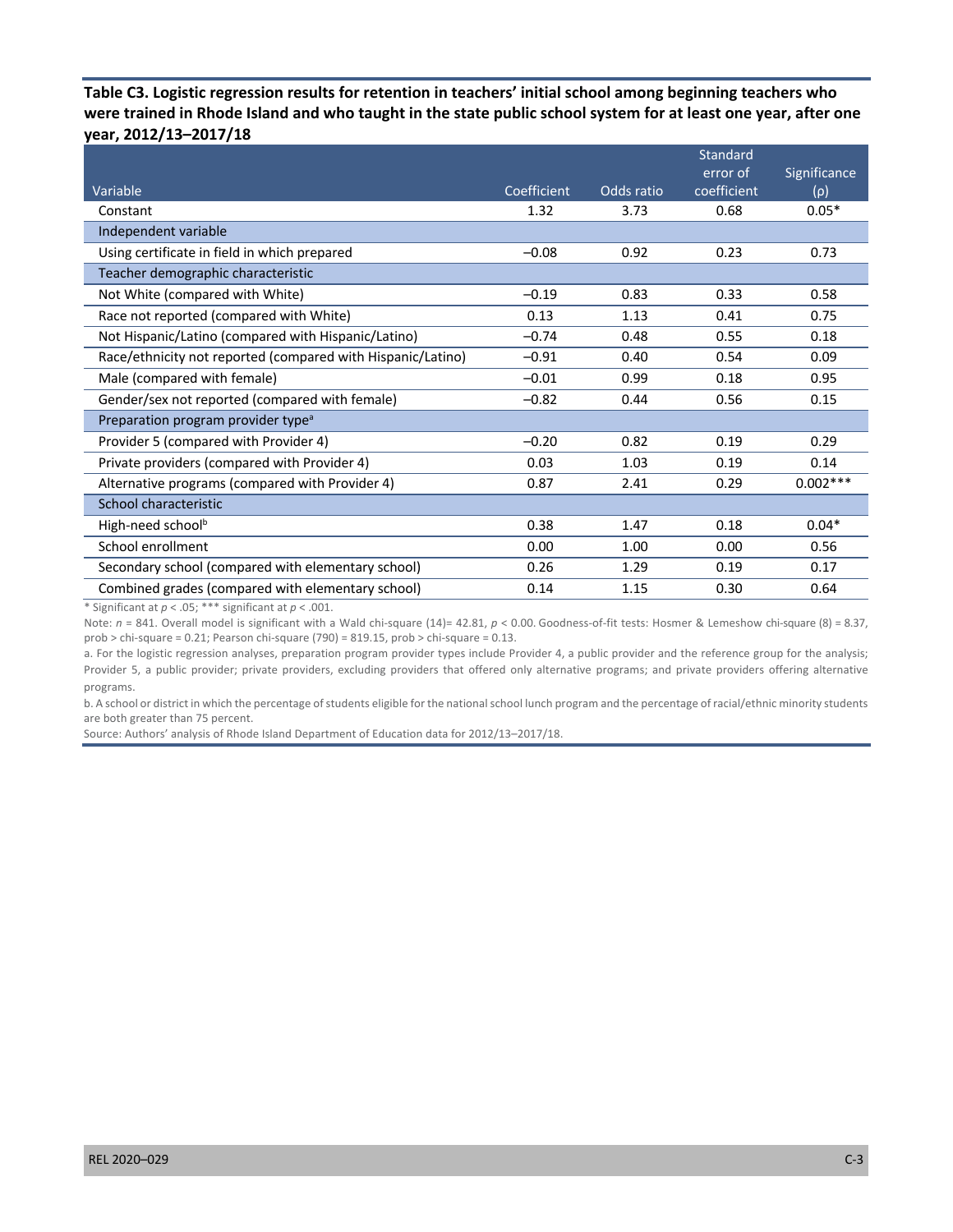**Table C3. Logistic regression results for retention in teachers' initial school among beginning teachers who were trained in Rhode Island and who taught in the state public school system for at least one year, after one year, 2012/13–2017/18**

| Variable | Coefficient | Odds ratio | Standard error of coefficient | Significance (ρ) |
|---|---|---|---|---|
| Constant | 1.32 | 3.73 | 0.68 | 0.05* |
| Independent variable | | | | |
| Using certificate in field in which prepared | −0.08 | 0.92 | 0.23 | 0.73 |
| Teacher demographic characteristic | | | | |
| Not White (compared with White) | −0.19 | 0.83 | 0.33 | 0.58 |
| Race not reported (compared with White) | 0.13 | 1.13 | 0.41 | 0.75 |
| Not Hispanic/Latino (compared with Hispanic/Latino) | −0.74 | 0.48 | 0.55 | 0.18 |
| Race/ethnicity not reported (compared with Hispanic/Latino) | −0.91 | 0.40 | 0.54 | 0.09 |
| Male (compared with female) | −0.01 | 0.99 | 0.18 | 0.95 |
| Gender/sex not reported (compared with female) | −0.82 | 0.44 | 0.56 | 0.15 |
| Preparation program provider type[a] | | | | |
| Provider 5 (compared with Provider 4) | −0.20 | 0.82 | 0.19 | 0.29 |
| Private providers (compared with Provider 4) | 0.03 | 1.03 | 0.19 | 0.14 |
| Alternative programs (compared with Provider 4) | 0.87 | 2.41 | 0.29 | 0.002*** |
| School characteristic | | | | |
| High-need school[b] | 0.38 | 1.47 | 0.18 | 0.04* |
| School enrollment | 0.00 | 1.00 | 0.00 | 0.56 |
| Secondary school (compared with elementary school) | 0.26 | 1.29 | 0.19 | 0.17 |
| Combined grades (compared with elementary school) | 0.14 | 1.15 | 0.30 | 0.64 |

* Significant at $p < .05$; *** significant at $p < .001$.

Note: $n$ = 841. Overall model is significant with a Wald chi-square (14)= 42.81, $p < 0.00$. Goodness-of-fit tests: Hosmer & Lemeshow chi-square (8) = 8.37, prob > chi-square = 0.21; Pearson chi-square (790) = 819.15, prob > chi-square = 0.13.

a. For the logistic regression analyses, preparation program provider types include Provider 4, a public provider and the reference group for the analysis; Provider 5, a public provider; private providers, excluding providers that offered only alternative programs; and private providers offering alternative programs.

b. A school or district in which the percentage of students eligible for the national school lunch program and the percentage of racial/ethnic minority students are both greater than 75 percent.

Source: Authors' analysis of Rhode Island Department of Education data for 2012/13–2017/18.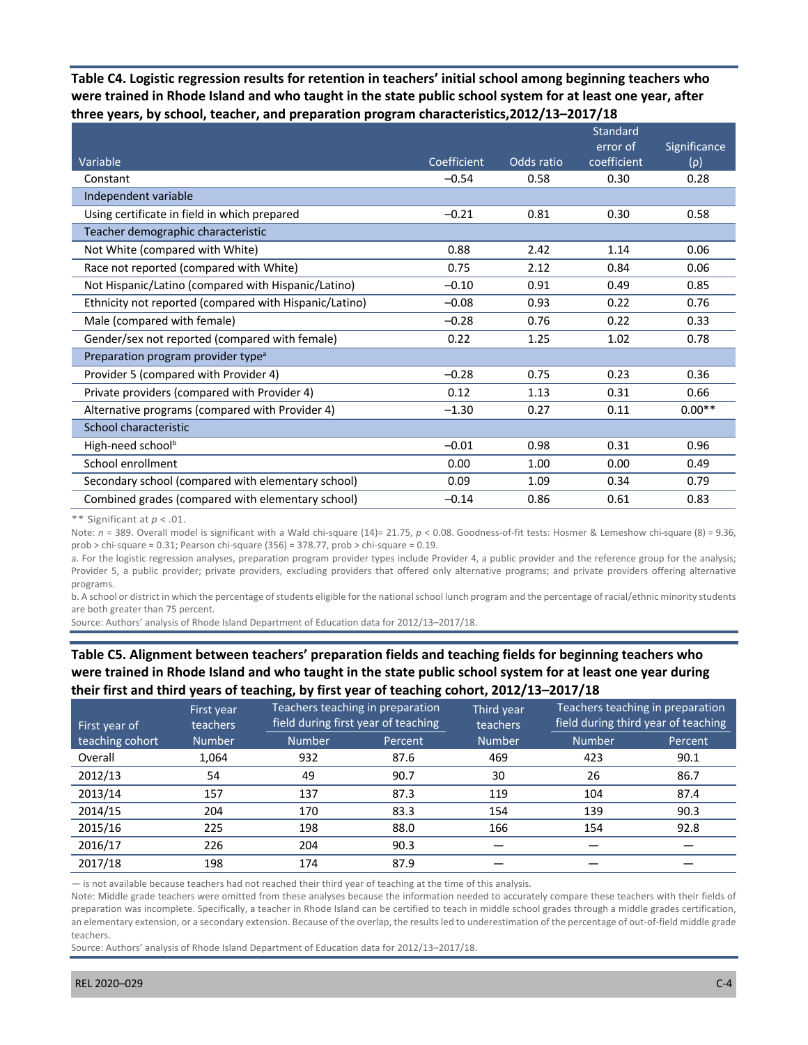**Table C4. Logistic regression results for retention in teachers' initial school among beginning teachers who were trained in Rhode Island and who taught in the state public school system for at least one year, after three years, by school, teacher, and preparation program characteristics, 2012/13–2017/18**

| Variable | Coefficient | Odds ratio | Standard error of coefficient | Significance (ρ) |
|---|---|---|---|---|
| Constant | −0.54 | 0.58 | 0.30 | 0.28 |
| **Independent variable** | | | | |
| Using certificate in field in which prepared | −0.21 | 0.81 | 0.30 | 0.58 |
| **Teacher demographic characteristic** | | | | |
| Not White (compared with White) | 0.88 | 2.42 | 1.14 | 0.06 |
| Race not reported (compared with White) | 0.75 | 2.12 | 0.84 | 0.06 |
| Not Hispanic/Latino (compared with Hispanic/Latino) | −0.10 | 0.91 | 0.49 | 0.85 |
| Ethnicity not reported (compared with Hispanic/Latino) | −0.08 | 0.93 | 0.22 | 0.76 |
| Male (compared with female) | −0.28 | 0.76 | 0.22 | 0.33 |
| Gender/sex not reported (compared with female) | 0.22 | 1.25 | 1.02 | 0.78 |
| **Preparation program provider type[a]** | | | | |
| Provider 5 (compared with Provider 4) | −0.28 | 0.75 | 0.23 | 0.36 |
| Private providers (compared with Provider 4) | 0.12 | 1.13 | 0.31 | 0.66 |
| Alternative programs (compared with Provider 4) | −1.30 | 0.27 | 0.11 | 0.00** |
| **School characteristic** | | | | |
| High-need school[b] | −0.01 | 0.98 | 0.31 | 0.96 |
| School enrollment | 0.00 | 1.00 | 0.00 | 0.49 |
| Secondary school (compared with elementary school) | 0.09 | 1.09 | 0.34 | 0.79 |
| Combined grades (compared with elementary school) | −0.14 | 0.86 | 0.61 | 0.83 |

** Significant at $p < .01$.

Note: $n$ = 389. Overall model is significant with a Wald chi-square (14)= 21.75, $p$ < 0.08. Goodness-of-fit tests: Hosmer & Lemeshow chi-square (8) = 9.36, prob > chi-square = 0.31; Pearson chi-square (356) = 378.77, prob > chi-square = 0.19.

a. For the logistic regression analyses, preparation program provider types include Provider 4, a public provider and the reference group for the analysis; Provider 5, a public provider; private providers, excluding providers that offered only alternative programs; and private providers offering alternative programs.

b. A school or district in which the percentage of students eligible for the national school lunch program and the percentage of racial/ethnic minority students are both greater than 75 percent.

Source: Authors' analysis of Rhode Island Department of Education data for 2012/13–2017/18.

**Table C5. Alignment between teachers' preparation fields and teaching fields for beginning teachers who were trained in Rhode Island and who taught in the state public school system for at least one year during their first and third years of teaching, by first year of teaching cohort, 2012/13–2017/18**

| First year of teaching cohort | First year teachers | Teachers teaching in preparation field during first year of teaching | | Third year teachers | Teachers teaching in preparation field during third year of teaching | |
|---|---|---|---|---|---|---|
| | Number | Number | Percent | Number | Number | Percent |
| Overall | 1,064 | 932 | 87.6 | 469 | 423 | 90.1 |
| 2012/13 | 54 | 49 | 90.7 | 30 | 26 | 86.7 |
| 2013/14 | 157 | 137 | 87.3 | 119 | 104 | 87.4 |
| 2014/15 | 204 | 170 | 83.3 | 154 | 139 | 90.3 |
| 2015/16 | 225 | 198 | 88.0 | 166 | 154 | 92.8 |
| 2016/17 | 226 | 204 | 90.3 | — | — | — |
| 2017/18 | 198 | 174 | 87.9 | — | — | — |

— is not available because teachers had not reached their third year of teaching at the time of this analysis.

Note: Middle grade teachers were omitted from these analyses because the information needed to accurately compare these teachers with their fields of preparation was incomplete. Specifically, a teacher in Rhode Island can be certified to teach in middle school grades through a middle grades certification, an elementary extension, or a secondary extension. Because of the overlap, the results led to underestimation of the percentage of out-of-field middle grade teachers.

Source: Authors' analysis of Rhode Island Department of Education data for 2012/13–2017/18.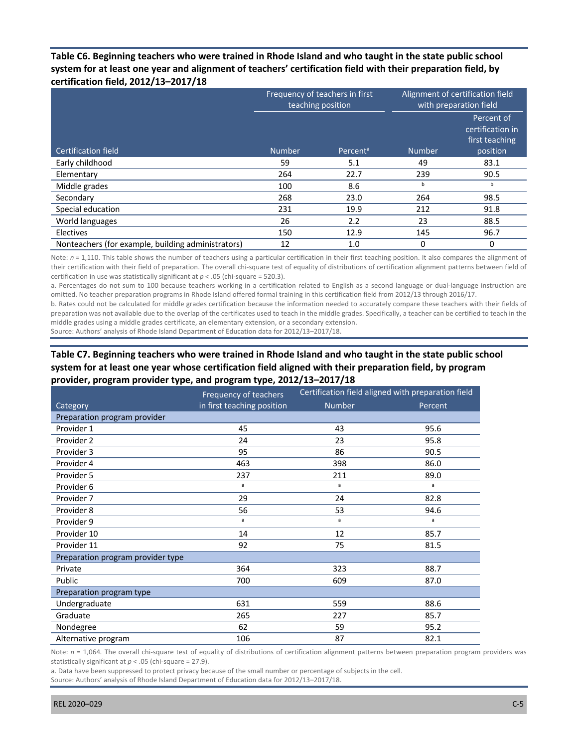**Table C6. Beginning teachers who were trained in Rhode Island and who taught in the state public school system for at least one year and alignment of teachers' certification field with their preparation field, by certification field, 2012/13–2017/18**

| Certification field | Frequency of teachers in first teaching position | | Alignment of certification field with preparation field | |
|---|---|---|---|---|
| | Number | Percent[a] | Number | Percent of certification in first teaching position |
| Early childhood | 59 | 5.1 | 49 | 83.1 |
| Elementary | 264 | 22.7 | 239 | 90.5 |
| Middle grades | 100 | 8.6 | [b] | [b] |
| Secondary | 268 | 23.0 | 264 | 98.5 |
| Special education | 231 | 19.9 | 212 | 91.8 |
| World languages | 26 | 2.2 | 23 | 88.5 |
| Electives | 150 | 12.9 | 145 | 96.7 |
| Nonteachers (for example, building administrators) | 12 | 1.0 | 0 | 0 |

Note: $n = 1{,}110$. This table shows the number of teachers using a particular certification in their first teaching position. It also compares the alignment of their certification with their field of preparation. The overall chi-square test of equality of distributions of certification alignment patterns between field of certification in use was statistically significant at $p < .05$ (chi-square = 520.3).

a. Percentages do not sum to 100 because teachers working in a certification related to English as a second language or dual-language instruction are omitted. No teacher preparation programs in Rhode Island offered formal training in this certification field from 2012/13 through 2016/17.

b. Rates could not be calculated for middle grades certification because the information needed to accurately compare these teachers with their fields of preparation was not available due to the overlap of the certificates used to teach in the middle grades. Specifically, a teacher can be certified to teach in the middle grades using a middle grades certificate, an elementary extension, or a secondary extension.

Source: Authors' analysis of Rhode Island Department of Education data for 2012/13–2017/18.

**Table C7. Beginning teachers who were trained in Rhode Island and who taught in the state public school system for at least one year whose certification field aligned with their preparation field, by program provider, program provider type, and program type, 2012/13–2017/18**

| Category | Frequency of teachers in first teaching position | Certification field aligned with preparation field | |
|---|---|---|---|
| | | Number | Percent |
| **Preparation program provider** | | | |
| Provider 1 | 45 | 43 | 95.6 |
| Provider 2 | 24 | 23 | 95.8 |
| Provider 3 | 95 | 86 | 90.5 |
| Provider 4 | 463 | 398 | 86.0 |
| Provider 5 | 237 | 211 | 89.0 |
| Provider 6 | [a] | [a] | [a] |
| Provider 7 | 29 | 24 | 82.8 |
| Provider 8 | 56 | 53 | 94.6 |
| Provider 9 | [a] | [a] | [a] |
| Provider 10 | 14 | 12 | 85.7 |
| Provider 11 | 92 | 75 | 81.5 |
| **Preparation program provider type** | | | |
| Private | 364 | 323 | 88.7 |
| Public | 700 | 609 | 87.0 |
| **Preparation program type** | | | |
| Undergraduate | 631 | 559 | 88.6 |
| Graduate | 265 | 227 | 85.7 |
| Nondegree | 62 | 59 | 95.2 |
| Alternative program | 106 | 87 | 82.1 |

Note: $n = 1{,}064$. The overall chi-square test of equality of distributions of certification alignment patterns between preparation program providers was statistically significant at $p < .05$ (chi-square = 27.9).

a. Data have been suppressed to protect privacy because of the small number or percentage of subjects in the cell.

Source: Authors' analysis of Rhode Island Department of Education data for 2012/13–2017/18.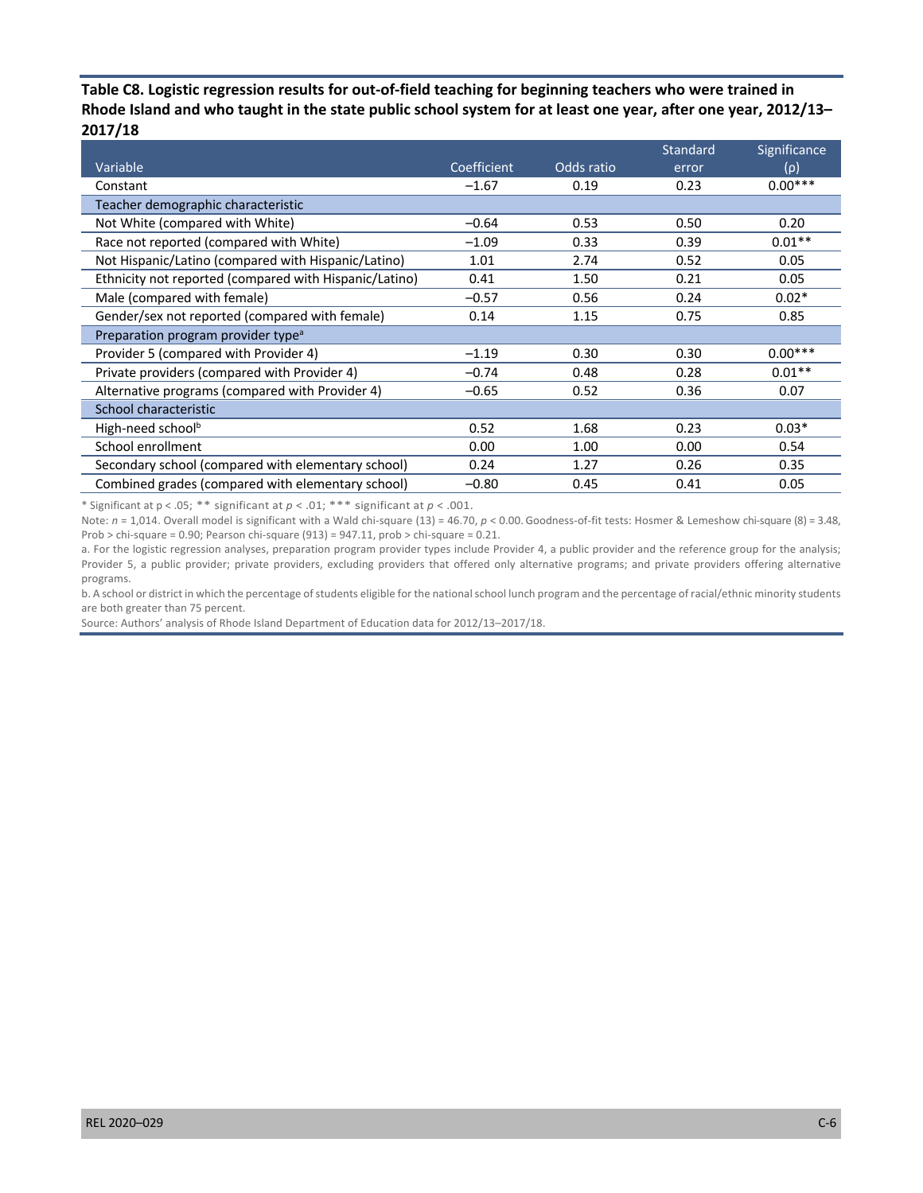**Table C8. Logistic regression results for out-of-field teaching for beginning teachers who were trained in Rhode Island and who taught in the state public school system for at least one year, after one year, 2012/13–2017/18**

| Variable | Coefficient | Odds ratio | Standard error | Significance (ρ) |
|---|---|---|---|---|
| Constant | −1.67 | 0.19 | 0.23 | 0.00*** |
| **Teacher demographic characteristic** | | | | |
| Not White (compared with White) | −0.64 | 0.53 | 0.50 | 0.20 |
| Race not reported (compared with White) | −1.09 | 0.33 | 0.39 | 0.01** |
| Not Hispanic/Latino (compared with Hispanic/Latino) | 1.01 | 2.74 | 0.52 | 0.05 |
| Ethnicity not reported (compared with Hispanic/Latino) | 0.41 | 1.50 | 0.21 | 0.05 |
| Male (compared with female) | −0.57 | 0.56 | 0.24 | 0.02* |
| Gender/sex not reported (compared with female) | 0.14 | 1.15 | 0.75 | 0.85 |
| **Preparation program provider type[a]** | | | | |
| Provider 5 (compared with Provider 4) | −1.19 | 0.30 | 0.30 | 0.00*** |
| Private providers (compared with Provider 4) | −0.74 | 0.48 | 0.28 | 0.01** |
| Alternative programs (compared with Provider 4) | −0.65 | 0.52 | 0.36 | 0.07 |
| **School characteristic** | | | | |
| High-need school[b] | 0.52 | 1.68 | 0.23 | 0.03* |
| School enrollment | 0.00 | 1.00 | 0.00 | 0.54 |
| Secondary school (compared with elementary school) | 0.24 | 1.27 | 0.26 | 0.35 |
| Combined grades (compared with elementary school) | −0.80 | 0.45 | 0.41 | 0.05 |

* Significant at $p < .05$; ** significant at $p < .01$; *** significant at $p < .001$.

Note: $n$ = 1,014. Overall model is significant with a Wald chi-square (13) = 46.70, $p < 0.00$. Goodness-of-fit tests: Hosmer & Lemeshow chi-square (8) = 3.48, Prob > chi-square = 0.90; Pearson chi-square (913) = 947.11, prob > chi-square = 0.21.

a. For the logistic regression analyses, preparation program provider types include Provider 4, a public provider and the reference group for the analysis; Provider 5, a public provider; private providers, excluding providers that offered only alternative programs; and private providers offering alternative programs.

b. A school or district in which the percentage of students eligible for the national school lunch program and the percentage of racial/ethnic minority students are both greater than 75 percent.

Source: Authors' analysis of Rhode Island Department of Education data for 2012/13–2017/18.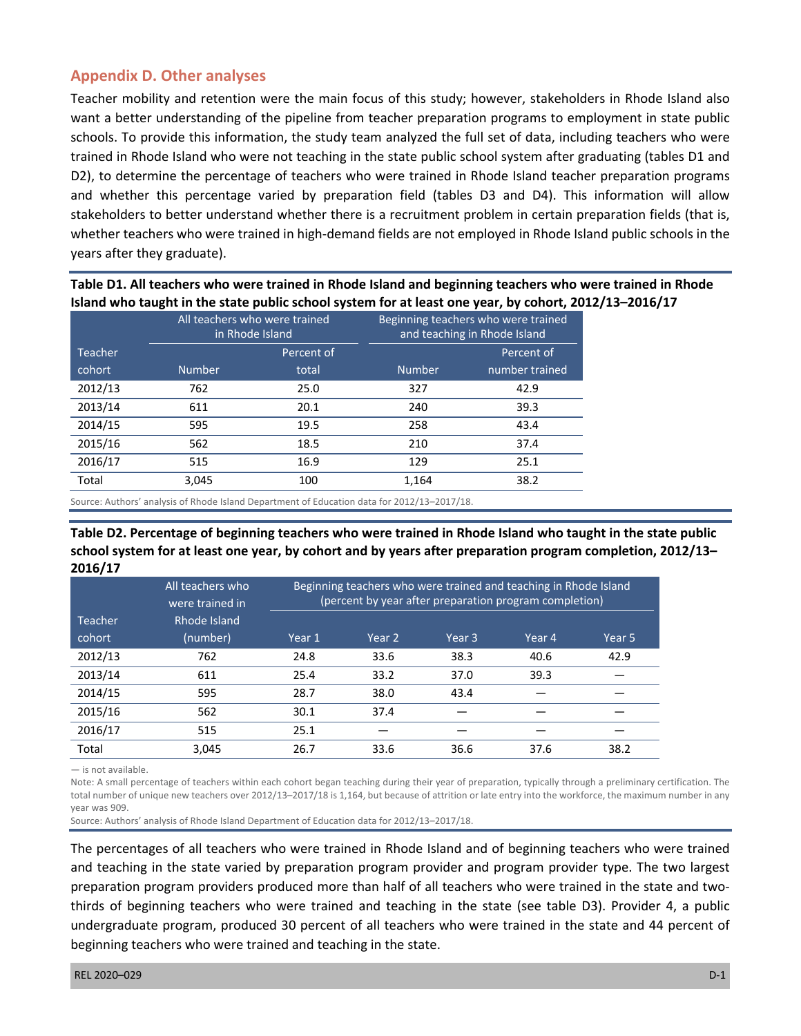## Appendix D. Other analyses

Teacher mobility and retention were the main focus of this study; however, stakeholders in Rhode Island also want a better understanding of the pipeline from teacher preparation programs to employment in state public schools. To provide this information, the study team analyzed the full set of data, including teachers who were trained in Rhode Island who were not teaching in the state public school system after graduating (tables D1 and D2), to determine the percentage of teachers who were trained in Rhode Island teacher preparation programs and whether this percentage varied by preparation field (tables D3 and D4). This information will allow stakeholders to better understand whether there is a recruitment problem in certain preparation fields (that is, whether teachers who were trained in high-demand fields are not employed in Rhode Island public schools in the years after they graduate).

**Table D1. All teachers who were trained in Rhode Island and beginning teachers who were trained in Rhode Island who taught in the state public school system for at least one year, by cohort, 2012/13–2016/17**

| | All teachers who were trained in Rhode Island | | Beginning teachers who were trained and teaching in Rhode Island | |
|---|---|---|---|---|
| Teacher cohort | Number | Percent of total | Number | Percent of number trained |
| 2012/13 | 762 | 25.0 | 327 | 42.9 |
| 2013/14 | 611 | 20.1 | 240 | 39.3 |
| 2014/15 | 595 | 19.5 | 258 | 43.4 |
| 2015/16 | 562 | 18.5 | 210 | 37.4 |
| 2016/17 | 515 | 16.9 | 129 | 25.1 |
| Total | 3,045 | 100 | 1,164 | 38.2 |

Source: Authors' analysis of Rhode Island Department of Education data for 2012/13–2017/18.

**Table D2. Percentage of beginning teachers who were trained in Rhode Island who taught in the state public school system for at least one year, by cohort and by years after preparation program completion, 2012/13–2016/17**

| | All teachers who were trained in Rhode Island | Beginning teachers who were trained and teaching in Rhode Island (percent by year after preparation program completion) | | | | |
|---|---|---|---|---|---|---|
| Teacher cohort | (number) | Year 1 | Year 2 | Year 3 | Year 4 | Year 5 |
| 2012/13 | 762 | 24.8 | 33.6 | 38.3 | 40.6 | 42.9 |
| 2013/14 | 611 | 25.4 | 33.2 | 37.0 | 39.3 | — |
| 2014/15 | 595 | 28.7 | 38.0 | 43.4 | — | — |
| 2015/16 | 562 | 30.1 | 37.4 | — | — | — |
| 2016/17 | 515 | 25.1 | — | — | — | — |
| Total | 3,045 | 26.7 | 33.6 | 36.6 | 37.6 | 38.2 |

— is not available.

Note: A small percentage of teachers within each cohort began teaching during their year of preparation, typically through a preliminary certification. The total number of unique new teachers over 2012/13–2017/18 is 1,164, but because of attrition or late entry into the workforce, the maximum number in any year was 909.

Source: Authors' analysis of Rhode Island Department of Education data for 2012/13–2017/18.

The percentages of all teachers who were trained in Rhode Island and of beginning teachers who were trained and teaching in the state varied by preparation program provider and program provider type. The two largest preparation program providers produced more than half of all teachers who were trained in the state and two-thirds of beginning teachers who were trained and teaching in the state (see table D3). Provider 4, a public undergraduate program, produced 30 percent of all teachers who were trained in the state and 44 percent of beginning teachers who were trained and teaching in the state.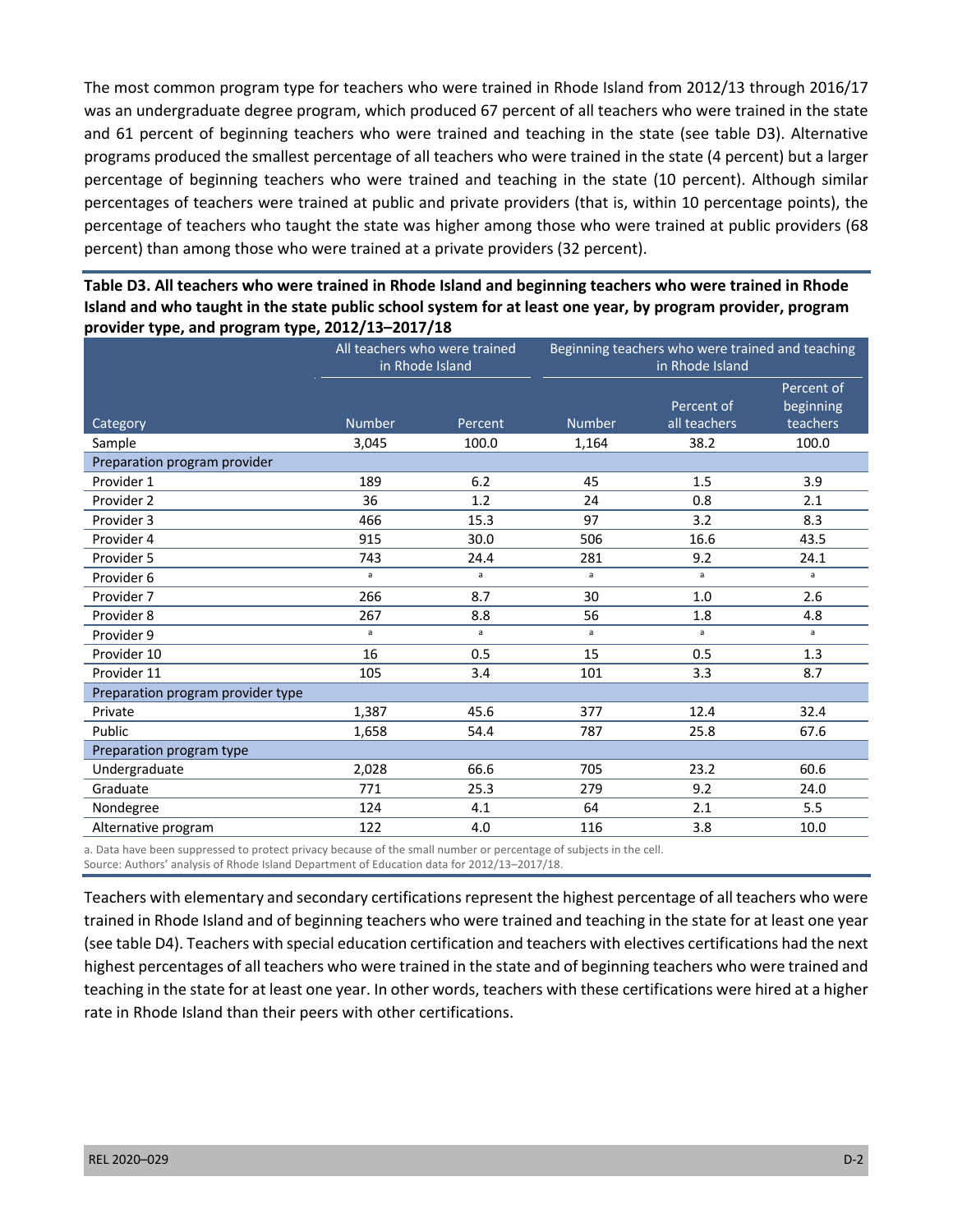The most common program type for teachers who were trained in Rhode Island from 2012/13 through 2016/17 was an undergraduate degree program, which produced 67 percent of all teachers who were trained in the state and 61 percent of beginning teachers who were trained and teaching in the state (see table D3). Alternative programs produced the smallest percentage of all teachers who were trained in the state (4 percent) but a larger percentage of beginning teachers who were trained and teaching in the state (10 percent). Although similar percentages of teachers were trained at public and private providers (that is, within 10 percentage points), the percentage of teachers who taught the state was higher among those who were trained at public providers (68 percent) than among those who were trained at a private providers (32 percent).

**Table D3. All teachers who were trained in Rhode Island and beginning teachers who were trained in Rhode Island and who taught in the state public school system for at least one year, by program provider, program provider type, and program type, 2012/13–2017/18**

| | All teachers who were trained in Rhode Island | | Beginning teachers who were trained and teaching in Rhode Island | | |
|---|---|---|---|---|---|
| Category | Number | Percent | Number | Percent of all teachers | Percent of beginning teachers |
| Sample | 3,045 | 100.0 | 1,164 | 38.2 | 100.0 |
| **Preparation program provider** | | | | | |
| Provider 1 | 189 | 6.2 | 45 | 1.5 | 3.9 |
| Provider 2 | 36 | 1.2 | 24 | 0.8 | 2.1 |
| Provider 3 | 466 | 15.3 | 97 | 3.2 | 8.3 |
| Provider 4 | 915 | 30.0 | 506 | 16.6 | 43.5 |
| Provider 5 | 743 | 24.4 | 281 | 9.2 | 24.1 |
| Provider 6 | [a] | [a] | [a] | [a] | [a] |
| Provider 7 | 266 | 8.7 | 30 | 1.0 | 2.6 |
| Provider 8 | 267 | 8.8 | 56 | 1.8 | 4.8 |
| Provider 9 | [a] | [a] | [a] | [a] | [a] |
| Provider 10 | 16 | 0.5 | 15 | 0.5 | 1.3 |
| Provider 11 | 105 | 3.4 | 101 | 3.3 | 8.7 |
| **Preparation program provider type** | | | | | |
| Private | 1,387 | 45.6 | 377 | 12.4 | 32.4 |
| Public | 1,658 | 54.4 | 787 | 25.8 | 67.6 |
| **Preparation program type** | | | | | |
| Undergraduate | 2,028 | 66.6 | 705 | 23.2 | 60.6 |
| Graduate | 771 | 25.3 | 279 | 9.2 | 24.0 |
| Nondegree | 124 | 4.1 | 64 | 2.1 | 5.5 |
| Alternative program | 122 | 4.0 | 116 | 3.8 | 10.0 |

a. Data have been suppressed to protect privacy because of the small number or percentage of subjects in the cell.
Source: Authors' analysis of Rhode Island Department of Education data for 2012/13–2017/18.

Teachers with elementary and secondary certifications represent the highest percentage of all teachers who were trained in Rhode Island and of beginning teachers who were trained and teaching in the state for at least one year (see table D4). Teachers with special education certification and teachers with electives certifications had the next highest percentages of all teachers who were trained in the state and of beginning teachers who were trained and teaching in the state for at least one year. In other words, teachers with these certifications were hired at a higher rate in Rhode Island than their peers with other certifications.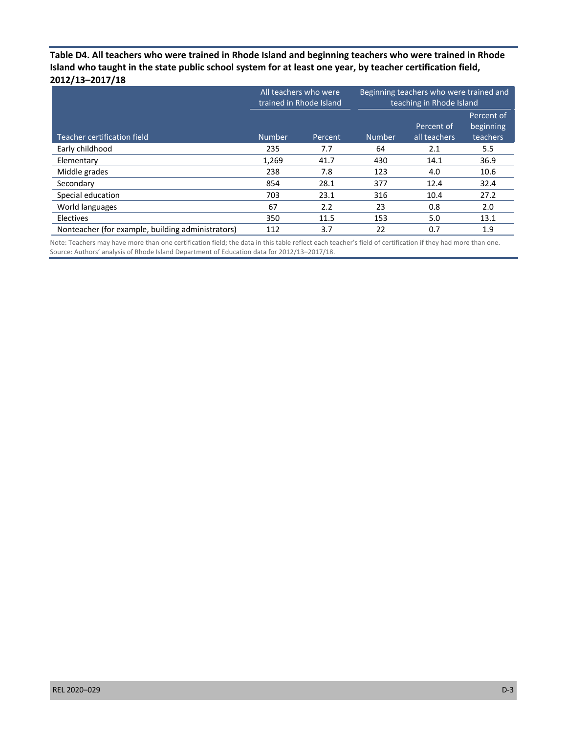**Table D4. All teachers who were trained in Rhode Island and beginning teachers who were trained in Rhode Island who taught in the state public school system for at least one year, by teacher certification field, 2012/13–2017/18**

| | All teachers who were trained in Rhode Island | | Beginning teachers who were trained and teaching in Rhode Island | | |
|---|---|---|---|---|---|
| Teacher certification field | Number | Percent | Number | Percent of all teachers | Percent of beginning teachers |
| Early childhood | 235 | 7.7 | 64 | 2.1 | 5.5 |
| Elementary | 1,269 | 41.7 | 430 | 14.1 | 36.9 |
| Middle grades | 238 | 7.8 | 123 | 4.0 | 10.6 |
| Secondary | 854 | 28.1 | 377 | 12.4 | 32.4 |
| Special education | 703 | 23.1 | 316 | 10.4 | 27.2 |
| World languages | 67 | 2.2 | 23 | 0.8 | 2.0 |
| Electives | 350 | 11.5 | 153 | 5.0 | 13.1 |
| Nonteacher (for example, building administrators) | 112 | 3.7 | 22 | 0.7 | 1.9 |

Note: Teachers may have more than one certification field; the data in this table reflect each teacher's field of certification if they had more than one.

Source: Authors' analysis of Rhode Island Department of Education data for 2012/13–2017/18.